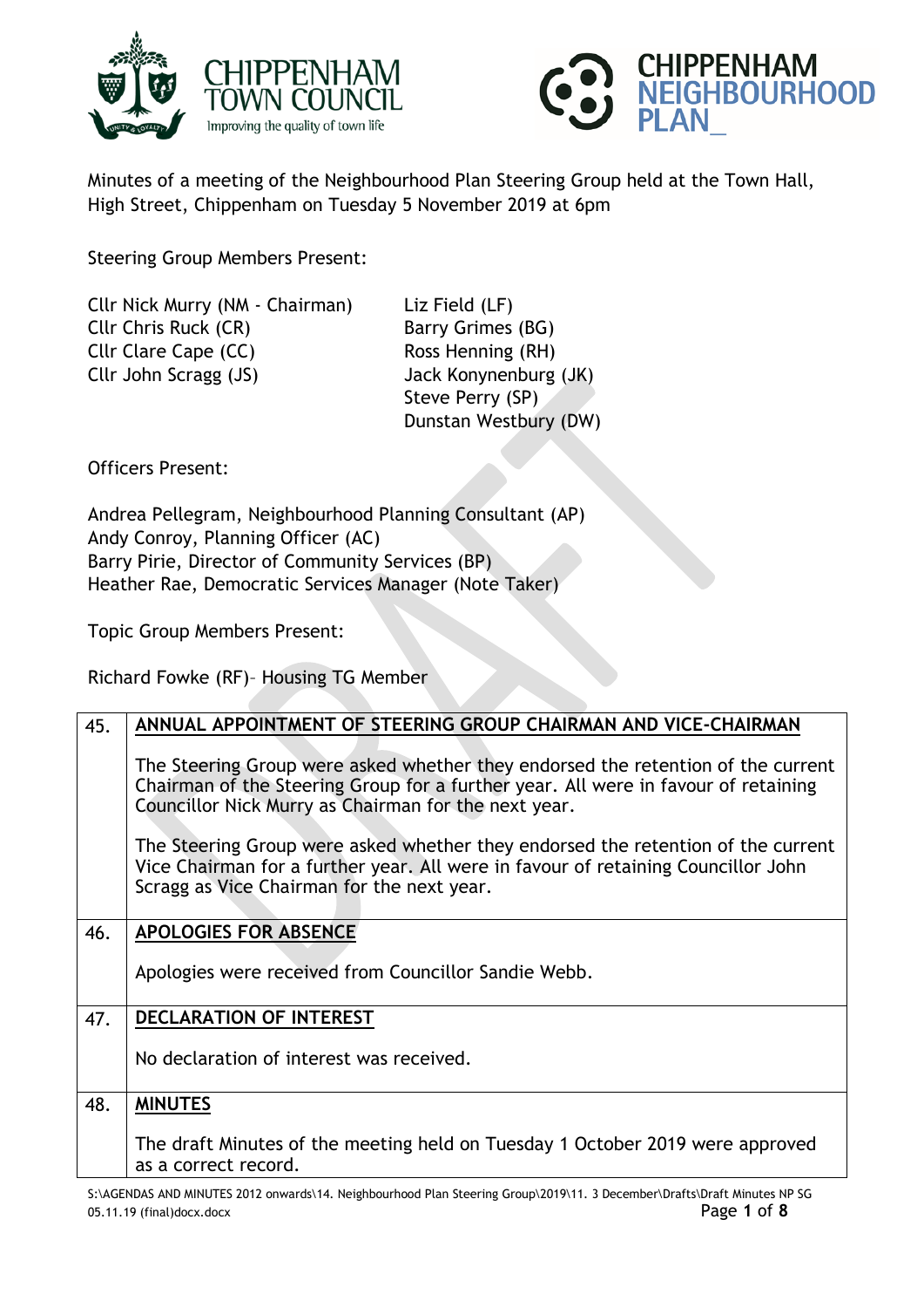Minutes of a meeting of the Neighbourhood Plan Steering Group held at the Town Hall, High Street, Chippenham on Tuesday 5 November 2019 at 6pm

Steering Group Members Present:

Cllr Nick Murry (NM - Chairman)
Cllr Chris Ruck (CR)
Cllr Clare Cape (CC)
Cllr John Scragg (JS)
Liz Field (LF)
Barry Grimes (BG)
Ross Henning (RH)
Jack Konynenburg (JK)
Steve Perry (SP)
Dunstan Westbury (DW)

Officers Present:

Andrea Pellegram, Neighbourhood Planning Consultant (AP)
Andy Conroy, Planning Officer (AC)
Barry Pirie, Director of Community Services (BP)
Heather Rae, Democratic Services Manager (Note Taker)

Topic Group Members Present:

Richard Fowke (RF)– Housing TG Member

| | |
|---|---|
| 45. | **ANNUAL APPOINTMENT OF STEERING GROUP CHAIRMAN AND VICE-CHAIRMAN**<br><br>The Steering Group were asked whether they endorsed the retention of the current Chairman of the Steering Group for a further year. All were in favour of retaining Councillor Nick Murry as Chairman for the next year.<br><br>The Steering Group were asked whether they endorsed the retention of the current Vice Chairman for a further year. All were in favour of retaining Councillor John Scragg as Vice Chairman for the next year. |
| 46. | **APOLOGIES FOR ABSENCE**<br><br>Apologies were received from Councillor Sandie Webb. |
| 47. | **DECLARATION OF INTEREST**<br><br>No declaration of interest was received. |
| 48. | **MINUTES**<br><br>The draft Minutes of the meeting held on Tuesday 1 October 2019 were approved as a correct record. |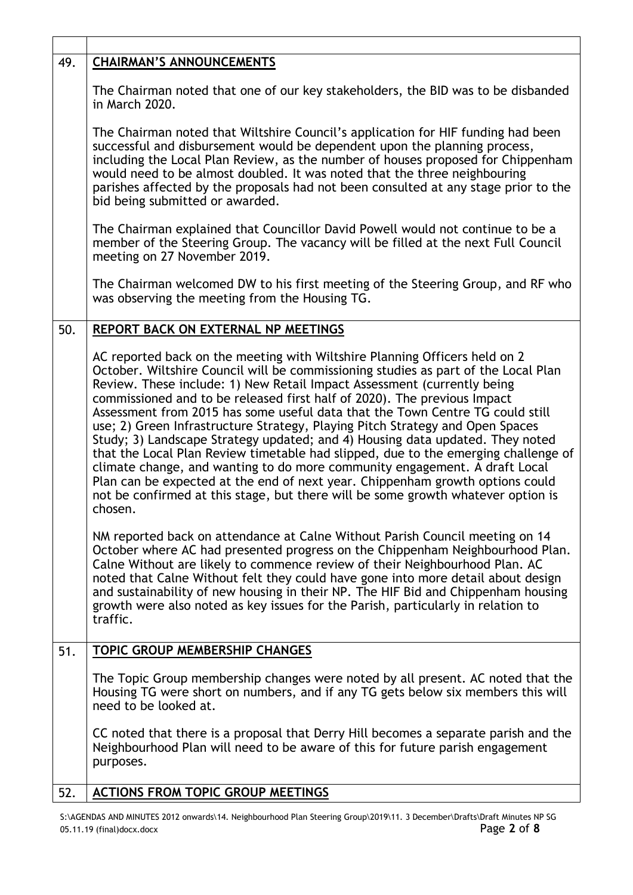| | |
|---|---|
| 49. | **CHAIRMAN'S ANNOUNCEMENTS**<br><br>The Chairman noted that one of our key stakeholders, the BID was to be disbanded in March 2020.<br><br>The Chairman noted that Wiltshire Council's application for HIF funding had been successful and disbursement would be dependent upon the planning process, including the Local Plan Review, as the number of houses proposed for Chippenham would need to be almost doubled. It was noted that the three neighbouring parishes affected by the proposals had not been consulted at any stage prior to the bid being submitted or awarded.<br><br>The Chairman explained that Councillor David Powell would not continue to be a member of the Steering Group. The vacancy will be filled at the next Full Council meeting on 27 November 2019.<br><br>The Chairman welcomed DW to his first meeting of the Steering Group, and RF who was observing the meeting from the Housing TG. |
| 50. | **REPORT BACK ON EXTERNAL NP MEETINGS**<br><br>AC reported back on the meeting with Wiltshire Planning Officers held on 2 October. Wiltshire Council will be commissioning studies as part of the Local Plan Review. These include: 1) New Retail Impact Assessment (currently being commissioned and to be released first half of 2020). The previous Impact Assessment from 2015 has some useful data that the Town Centre TG could still use; 2) Green Infrastructure Strategy, Playing Pitch Strategy and Open Spaces Study; 3) Landscape Strategy updated; and 4) Housing data updated. They noted that the Local Plan Review timetable had slipped, due to the emerging challenge of climate change, and wanting to do more community engagement. A draft Local Plan can be expected at the end of next year. Chippenham growth options could not be confirmed at this stage, but there will be some growth whatever option is chosen.<br><br>NM reported back on attendance at Calne Without Parish Council meeting on 14 October where AC had presented progress on the Chippenham Neighbourhood Plan. Calne Without are likely to commence review of their Neighbourhood Plan. AC noted that Calne Without felt they could have gone into more detail about design and sustainability of new housing in their NP. The HIF Bid and Chippenham housing growth were also noted as key issues for the Parish, particularly in relation to traffic. |
| 51. | **TOPIC GROUP MEMBERSHIP CHANGES**<br><br>The Topic Group membership changes were noted by all present. AC noted that the Housing TG were short on numbers, and if any TG gets below six members this will need to be looked at.<br><br>CC noted that there is a proposal that Derry Hill becomes a separate parish and the Neighbourhood Plan will need to be aware of this for future parish engagement purposes. |
| 52. | **ACTIONS FROM TOPIC GROUP MEETINGS** |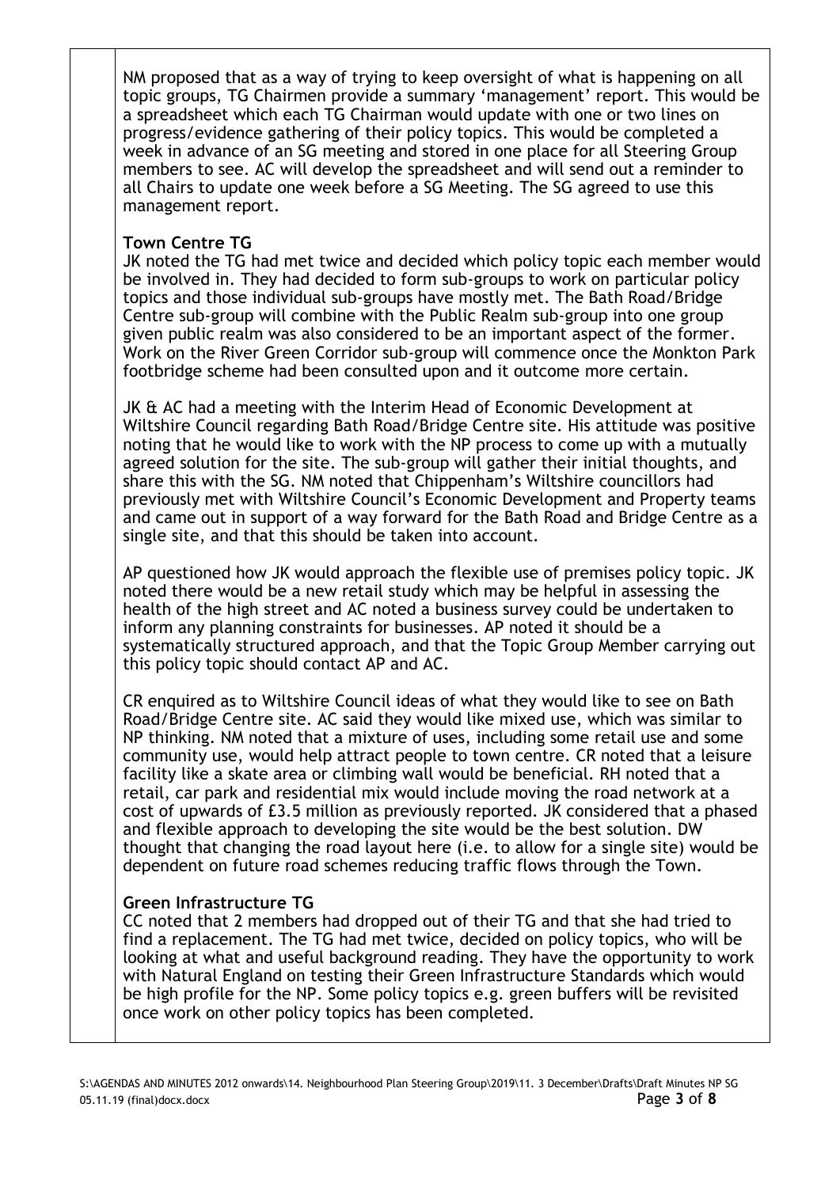NM proposed that as a way of trying to keep oversight of what is happening on all topic groups, TG Chairmen provide a summary 'management' report. This would be a spreadsheet which each TG Chairman would update with one or two lines on progress/evidence gathering of their policy topics. This would be completed a week in advance of an SG meeting and stored in one place for all Steering Group members to see. AC will develop the spreadsheet and will send out a reminder to all Chairs to update one week before a SG Meeting. The SG agreed to use this management report.

**Town Centre TG**

JK noted the TG had met twice and decided which policy topic each member would be involved in. They had decided to form sub-groups to work on particular policy topics and those individual sub-groups have mostly met. The Bath Road/Bridge Centre sub-group will combine with the Public Realm sub-group into one group given public realm was also considered to be an important aspect of the former. Work on the River Green Corridor sub-group will commence once the Monkton Park footbridge scheme had been consulted upon and it outcome more certain.

JK & AC had a meeting with the Interim Head of Economic Development at Wiltshire Council regarding Bath Road/Bridge Centre site. His attitude was positive noting that he would like to work with the NP process to come up with a mutually agreed solution for the site. The sub-group will gather their initial thoughts, and share this with the SG. NM noted that Chippenham's Wiltshire councillors had previously met with Wiltshire Council's Economic Development and Property teams and came out in support of a way forward for the Bath Road and Bridge Centre as a single site, and that this should be taken into account.

AP questioned how JK would approach the flexible use of premises policy topic. JK noted there would be a new retail study which may be helpful in assessing the health of the high street and AC noted a business survey could be undertaken to inform any planning constraints for businesses. AP noted it should be a systematically structured approach, and that the Topic Group Member carrying out this policy topic should contact AP and AC.

CR enquired as to Wiltshire Council ideas of what they would like to see on Bath Road/Bridge Centre site. AC said they would like mixed use, which was similar to NP thinking. NM noted that a mixture of uses, including some retail use and some community use, would help attract people to town centre. CR noted that a leisure facility like a skate area or climbing wall would be beneficial. RH noted that a retail, car park and residential mix would include moving the road network at a cost of upwards of £3.5 million as previously reported. JK considered that a phased and flexible approach to developing the site would be the best solution. DW thought that changing the road layout here (i.e. to allow for a single site) would be dependent on future road schemes reducing traffic flows through the Town.

**Green Infrastructure TG**

CC noted that 2 members had dropped out of their TG and that she had tried to find a replacement. The TG had met twice, decided on policy topics, who will be looking at what and useful background reading. They have the opportunity to work with Natural England on testing their Green Infrastructure Standards which would be high profile for the NP. Some policy topics e.g. green buffers will be revisited once work on other policy topics has been completed.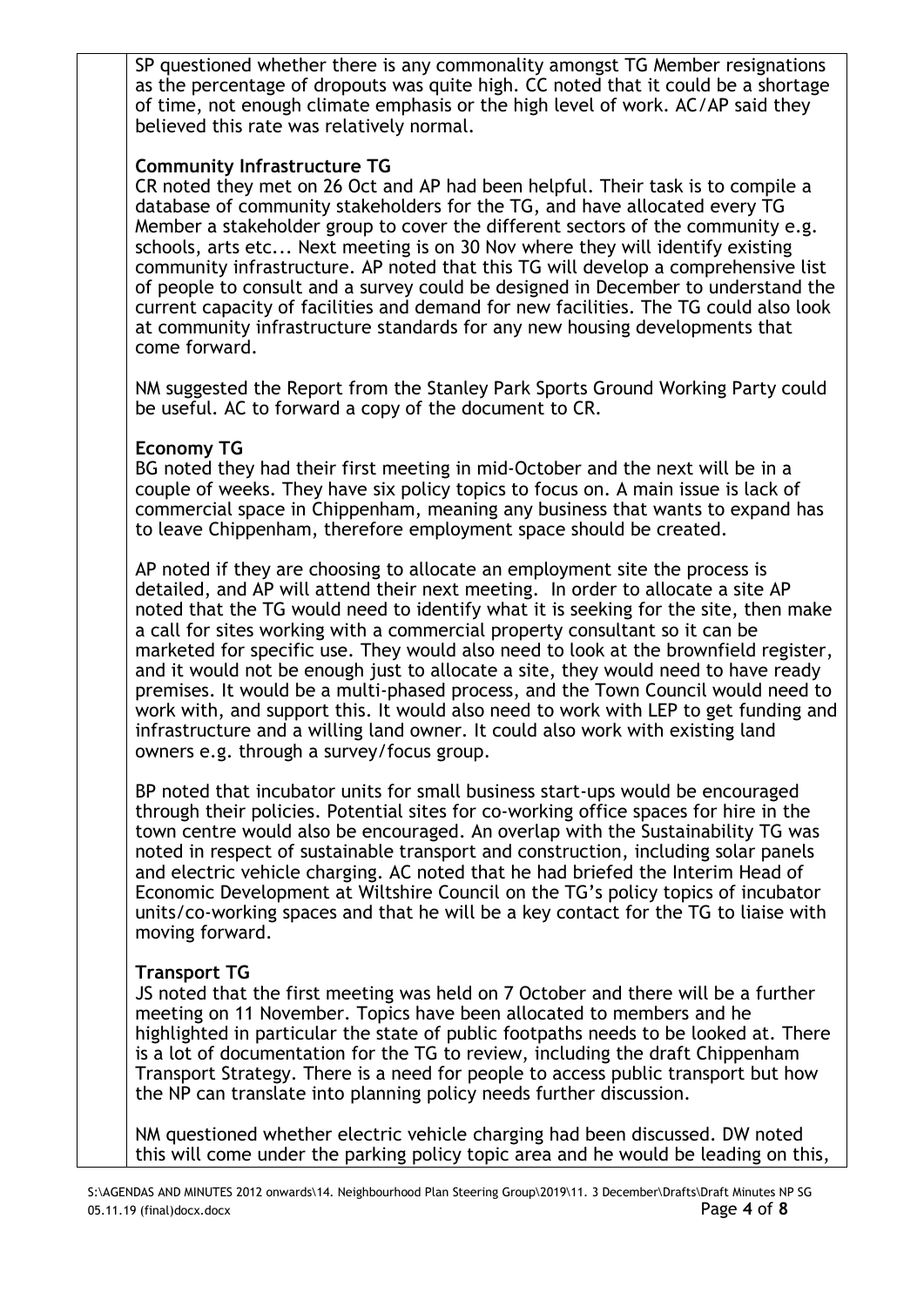SP questioned whether there is any commonality amongst TG Member resignations as the percentage of dropouts was quite high. CC noted that it could be a shortage of time, not enough climate emphasis or the high level of work. AC/AP said they believed this rate was relatively normal.

**Community Infrastructure TG**

CR noted they met on 26 Oct and AP had been helpful. Their task is to compile a database of community stakeholders for the TG, and have allocated every TG Member a stakeholder group to cover the different sectors of the community e.g. schools, arts etc... Next meeting is on 30 Nov where they will identify existing community infrastructure. AP noted that this TG will develop a comprehensive list of people to consult and a survey could be designed in December to understand the current capacity of facilities and demand for new facilities. The TG could also look at community infrastructure standards for any new housing developments that come forward.

NM suggested the Report from the Stanley Park Sports Ground Working Party could be useful. AC to forward a copy of the document to CR.

**Economy TG**

BG noted they had their first meeting in mid-October and the next will be in a couple of weeks. They have six policy topics to focus on. A main issue is lack of commercial space in Chippenham, meaning any business that wants to expand has to leave Chippenham, therefore employment space should be created.

AP noted if they are choosing to allocate an employment site the process is detailed, and AP will attend their next meeting. In order to allocate a site AP noted that the TG would need to identify what it is seeking for the site, then make a call for sites working with a commercial property consultant so it can be marketed for specific use. They would also need to look at the brownfield register, and it would not be enough just to allocate a site, they would need to have ready premises. It would be a multi-phased process, and the Town Council would need to work with, and support this. It would also need to work with LEP to get funding and infrastructure and a willing land owner. It could also work with existing land owners e.g. through a survey/focus group.

BP noted that incubator units for small business start-ups would be encouraged through their policies. Potential sites for co-working office spaces for hire in the town centre would also be encouraged. An overlap with the Sustainability TG was noted in respect of sustainable transport and construction, including solar panels and electric vehicle charging. AC noted that he had briefed the Interim Head of Economic Development at Wiltshire Council on the TG's policy topics of incubator units/co-working spaces and that he will be a key contact for the TG to liaise with moving forward.

**Transport TG**

JS noted that the first meeting was held on 7 October and there will be a further meeting on 11 November. Topics have been allocated to members and he highlighted in particular the state of public footpaths needs to be looked at. There is a lot of documentation for the TG to review, including the draft Chippenham Transport Strategy. There is a need for people to access public transport but how the NP can translate into planning policy needs further discussion.

NM questioned whether electric vehicle charging had been discussed. DW noted this will come under the parking policy topic area and he would be leading on this,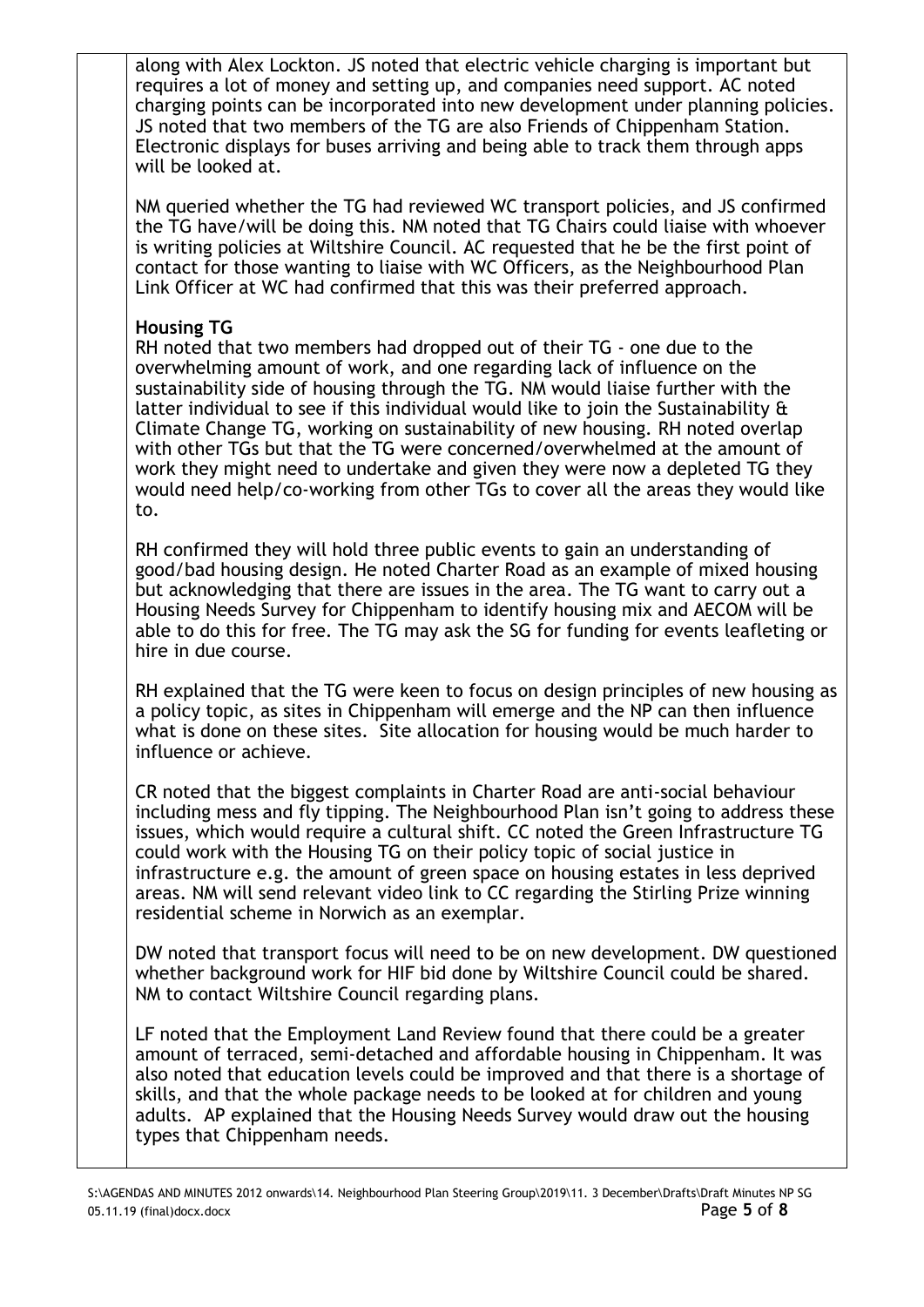along with Alex Lockton. JS noted that electric vehicle charging is important but requires a lot of money and setting up, and companies need support. AC noted charging points can be incorporated into new development under planning policies. JS noted that two members of the TG are also Friends of Chippenham Station. Electronic displays for buses arriving and being able to track them through apps will be looked at.

NM queried whether the TG had reviewed WC transport policies, and JS confirmed the TG have/will be doing this. NM noted that TG Chairs could liaise with whoever is writing policies at Wiltshire Council. AC requested that he be the first point of contact for those wanting to liaise with WC Officers, as the Neighbourhood Plan Link Officer at WC had confirmed that this was their preferred approach.

**Housing TG**

RH noted that two members had dropped out of their TG - one due to the overwhelming amount of work, and one regarding lack of influence on the sustainability side of housing through the TG. NM would liaise further with the latter individual to see if this individual would like to join the Sustainability & Climate Change TG, working on sustainability of new housing. RH noted overlap with other TGs but that the TG were concerned/overwhelmed at the amount of work they might need to undertake and given they were now a depleted TG they would need help/co-working from other TGs to cover all the areas they would like to.

RH confirmed they will hold three public events to gain an understanding of good/bad housing design. He noted Charter Road as an example of mixed housing but acknowledging that there are issues in the area. The TG want to carry out a Housing Needs Survey for Chippenham to identify housing mix and AECOM will be able to do this for free. The TG may ask the SG for funding for events leafleting or hire in due course.

RH explained that the TG were keen to focus on design principles of new housing as a policy topic, as sites in Chippenham will emerge and the NP can then influence what is done on these sites. Site allocation for housing would be much harder to influence or achieve.

CR noted that the biggest complaints in Charter Road are anti-social behaviour including mess and fly tipping. The Neighbourhood Plan isn't going to address these issues, which would require a cultural shift. CC noted the Green Infrastructure TG could work with the Housing TG on their policy topic of social justice in infrastructure e.g. the amount of green space on housing estates in less deprived areas. NM will send relevant video link to CC regarding the Stirling Prize winning residential scheme in Norwich as an exemplar.

DW noted that transport focus will need to be on new development. DW questioned whether background work for HIF bid done by Wiltshire Council could be shared. NM to contact Wiltshire Council regarding plans.

LF noted that the Employment Land Review found that there could be a greater amount of terraced, semi-detached and affordable housing in Chippenham. It was also noted that education levels could be improved and that there is a shortage of skills, and that the whole package needs to be looked at for children and young adults. AP explained that the Housing Needs Survey would draw out the housing types that Chippenham needs.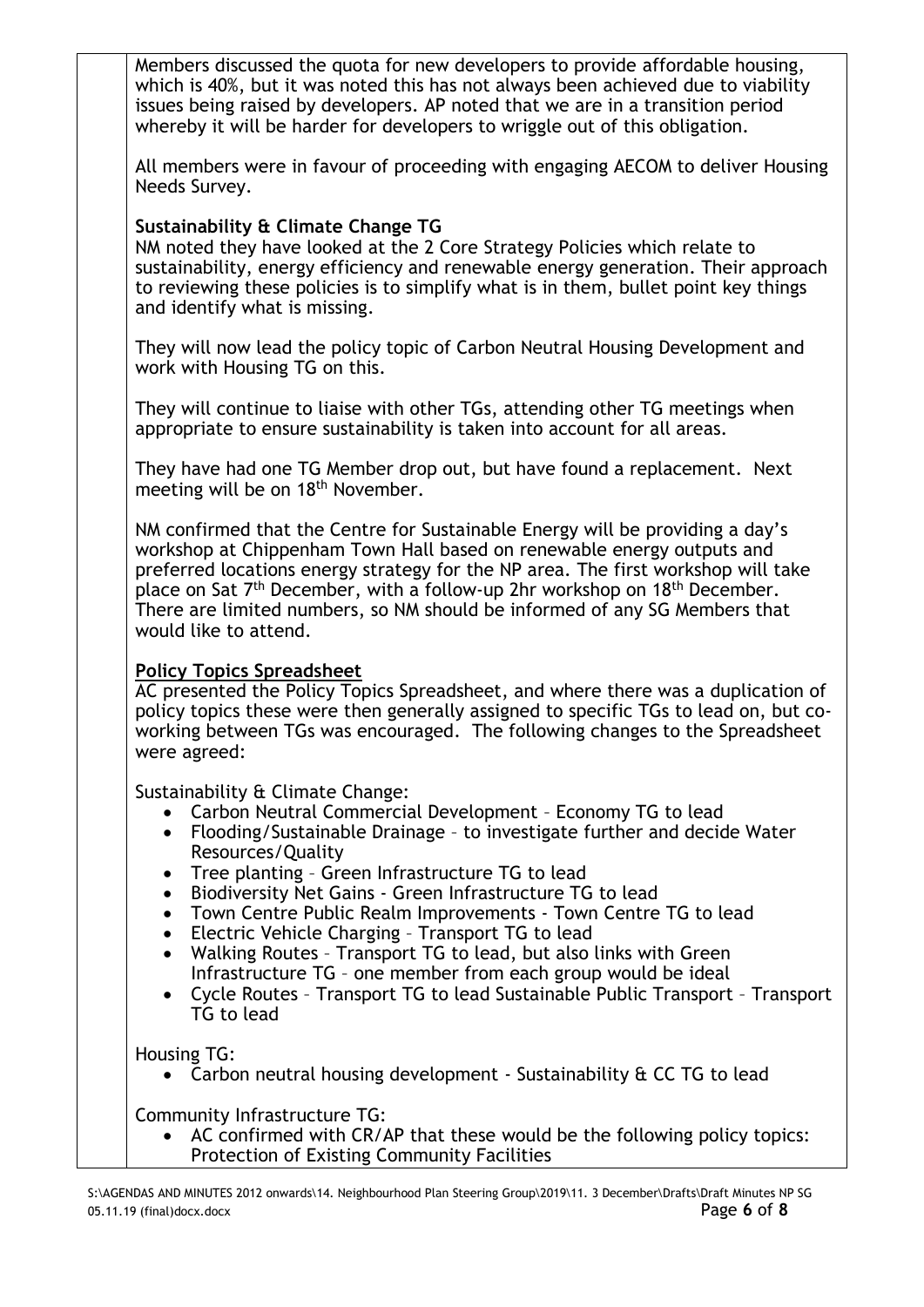Members discussed the quota for new developers to provide affordable housing, which is 40%, but it was noted this has not always been achieved due to viability issues being raised by developers. AP noted that we are in a transition period whereby it will be harder for developers to wriggle out of this obligation.

All members were in favour of proceeding with engaging AECOM to deliver Housing Needs Survey.

**Sustainability & Climate Change TG**

NM noted they have looked at the 2 Core Strategy Policies which relate to sustainability, energy efficiency and renewable energy generation. Their approach to reviewing these policies is to simplify what is in them, bullet point key things and identify what is missing.

They will now lead the policy topic of Carbon Neutral Housing Development and work with Housing TG on this.

They will continue to liaise with other TGs, attending other TG meetings when appropriate to ensure sustainability is taken into account for all areas.

They have had one TG Member drop out, but have found a replacement. Next meeting will be on 18th November.

NM confirmed that the Centre for Sustainable Energy will be providing a day's workshop at Chippenham Town Hall based on renewable energy outputs and preferred locations energy strategy for the NP area. The first workshop will take place on Sat 7th December, with a follow-up 2hr workshop on 18th December. There are limited numbers, so NM should be informed of any SG Members that would like to attend.

**Policy Topics Spreadsheet**

AC presented the Policy Topics Spreadsheet, and where there was a duplication of policy topics these were then generally assigned to specific TGs to lead on, but co-working between TGs was encouraged. The following changes to the Spreadsheet were agreed:

Sustainability & Climate Change:

- Carbon Neutral Commercial Development – Economy TG to lead
- Flooding/Sustainable Drainage – to investigate further and decide Water Resources/Quality
- Tree planting – Green Infrastructure TG to lead
- Biodiversity Net Gains - Green Infrastructure TG to lead
- Town Centre Public Realm Improvements - Town Centre TG to lead
- Electric Vehicle Charging – Transport TG to lead
- Walking Routes – Transport TG to lead, but also links with Green Infrastructure TG – one member from each group would be ideal
- Cycle Routes – Transport TG to lead Sustainable Public Transport – Transport TG to lead

Housing TG:

- Carbon neutral housing development - Sustainability & CC TG to lead

Community Infrastructure TG:

- AC confirmed with CR/AP that these would be the following policy topics: Protection of Existing Community Facilities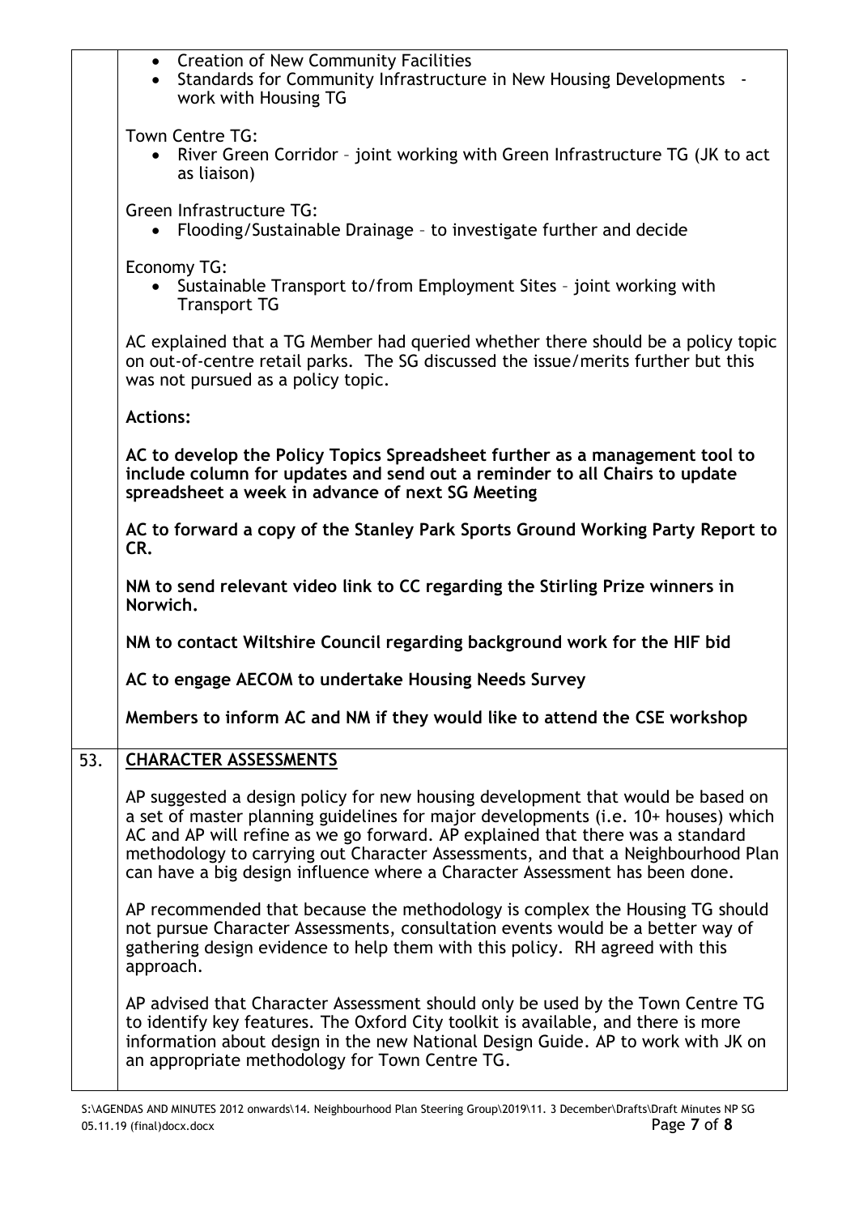- Creation of New Community Facilities
- Standards for Community Infrastructure in New Housing Developments - work with Housing TG

Town Centre TG:

- River Green Corridor – joint working with Green Infrastructure TG (JK to act as liaison)

Green Infrastructure TG:

- Flooding/Sustainable Drainage – to investigate further and decide

Economy TG:

- Sustainable Transport to/from Employment Sites – joint working with Transport TG

AC explained that a TG Member had queried whether there should be a policy topic on out-of-centre retail parks. The SG discussed the issue/merits further but this was not pursued as a policy topic.

**Actions:**

**AC to develop the Policy Topics Spreadsheet further as a management tool to include column for updates and send out a reminder to all Chairs to update spreadsheet a week in advance of next SG Meeting**

**AC to forward a copy of the Stanley Park Sports Ground Working Party Report to CR.**

**NM to send relevant video link to CC regarding the Stirling Prize winners in Norwich.**

**NM to contact Wiltshire Council regarding background work for the HIF bid**

**AC to engage AECOM to undertake Housing Needs Survey**

**Members to inform AC and NM if they would like to attend the CSE workshop**

## 53. CHARACTER ASSESSMENTS

AP suggested a design policy for new housing development that would be based on a set of master planning guidelines for major developments (i.e. 10+ houses) which AC and AP will refine as we go forward. AP explained that there was a standard methodology to carrying out Character Assessments, and that a Neighbourhood Plan can have a big design influence where a Character Assessment has been done.

AP recommended that because the methodology is complex the Housing TG should not pursue Character Assessments, consultation events would be a better way of gathering design evidence to help them with this policy. RH agreed with this approach.

AP advised that Character Assessment should only be used by the Town Centre TG to identify key features. The Oxford City toolkit is available, and there is more information about design in the new National Design Guide. AP to work with JK on an appropriate methodology for Town Centre TG.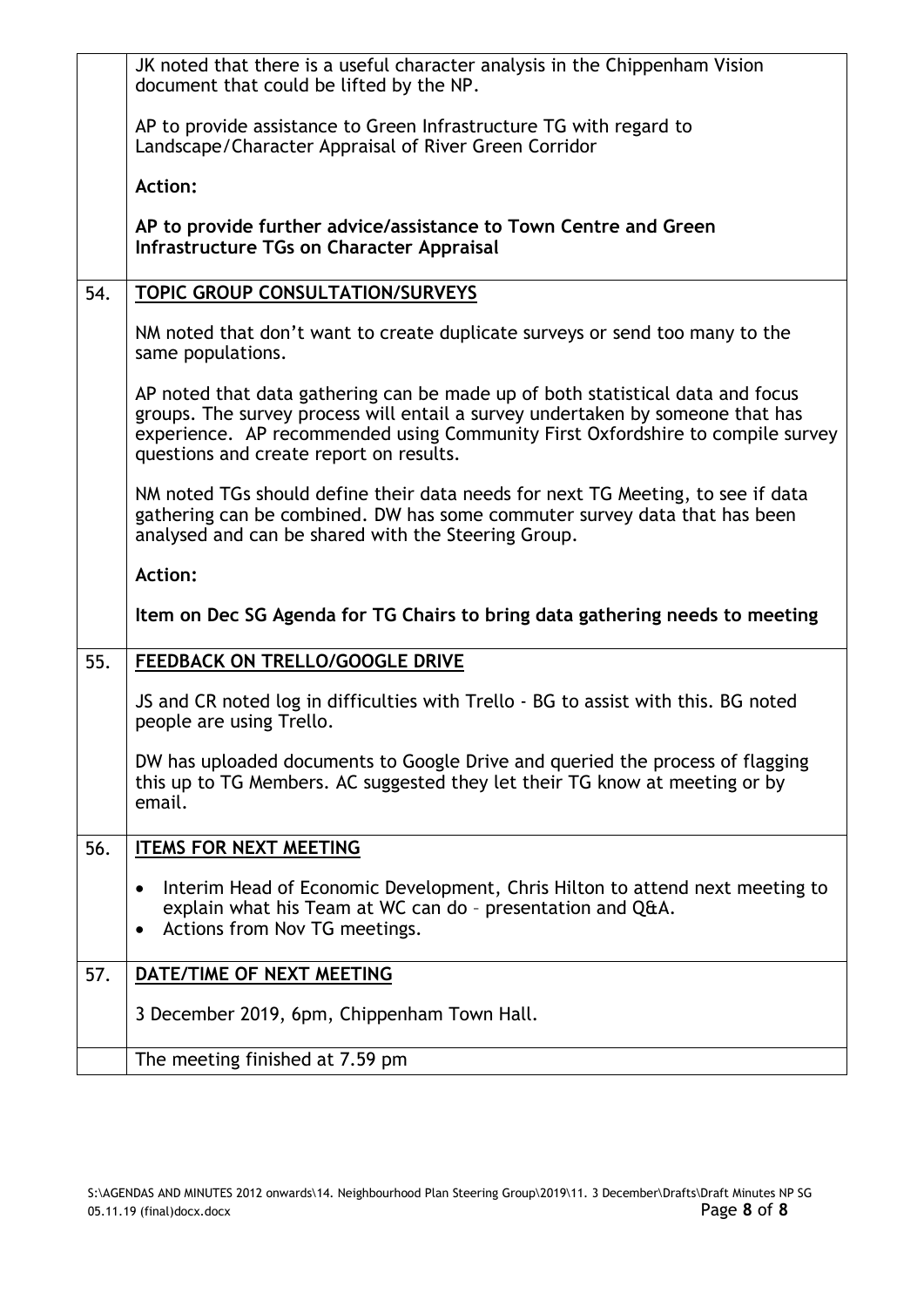| | |
|---|---|
| | JK noted that there is a useful character analysis in the Chippenham Vision document that could be lifted by the NP.<br><br>AP to provide assistance to Green Infrastructure TG with regard to Landscape/Character Appraisal of River Green Corridor<br><br>**Action:**<br><br>**AP to provide further advice/assistance to Town Centre and Green Infrastructure TGs on Character Appraisal** |
| 54. | **<u>TOPIC GROUP CONSULTATION/SURVEYS</u>**<br><br>NM noted that don't want to create duplicate surveys or send too many to the same populations.<br><br>AP noted that data gathering can be made up of both statistical data and focus groups. The survey process will entail a survey undertaken by someone that has experience. AP recommended using Community First Oxfordshire to compile survey questions and create report on results.<br><br>NM noted TGs should define their data needs for next TG Meeting, to see if data gathering can be combined. DW has some commuter survey data that has been analysed and can be shared with the Steering Group.<br><br>**Action:**<br><br>**Item on Dec SG Agenda for TG Chairs to bring data gathering needs to meeting** |
| 55. | **<u>FEEDBACK ON TRELLO/GOOGLE DRIVE</u>**<br><br>JS and CR noted log in difficulties with Trello - BG to assist with this. BG noted people are using Trello.<br><br>DW has uploaded documents to Google Drive and queried the process of flagging this up to TG Members. AC suggested they let their TG know at meeting or by email. |
| 56. | **<u>ITEMS FOR NEXT MEETING</u>**<br><br>• Interim Head of Economic Development, Chris Hilton to attend next meeting to explain what his Team at WC can do – presentation and Q&A.<br>• Actions from Nov TG meetings. |
| 57. | **<u>DATE/TIME OF NEXT MEETING</u>**<br><br>3 December 2019, 6pm, Chippenham Town Hall. |
| | The meeting finished at 7.59 pm |

S:\AGENDAS AND MINUTES 2012 onwards\14. Neighbourhood Plan Steering Group\2019\11. 3 December\Drafts\Draft Minutes NP SG 05.11.19 (final)docx.docx